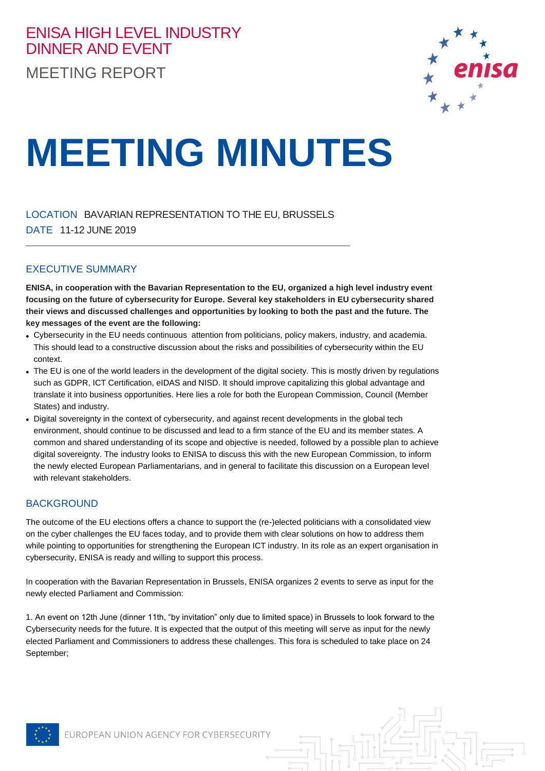# ENISA HIGH LEVEL INDUSTRY DINNER AND EVENT

MEETING REPORT

# MEETING MINUTES

LOCATION BAVARIAN REPRESENTATION TO THE EU, BRUSSELS
DATE 11-12 JUNE 2019

## EXECUTIVE SUMMARY

**ENISA, in cooperation with the Bavarian Representation to the EU, organized a high level industry event focusing on the future of cybersecurity for Europe. Several key stakeholders in EU cybersecurity shared their views and discussed challenges and opportunities by looking to both the past and the future. The key messages of the event are the following:**

- Cybersecurity in the EU needs continuous attention from politicians, policy makers, industry, and academia. This should lead to a constructive discussion about the risks and possibilities of cybersecurity within the EU context.
- The EU is one of the world leaders in the development of the digital society. This is mostly driven by regulations such as GDPR, ICT Certification, eIDAS and NISD. It should improve capitalizing this global advantage and translate it into business opportunities. Here lies a role for both the European Commission, Council (Member States) and industry.
- Digital sovereignty in the context of cybersecurity, and against recent developments in the global tech environment, should continue to be discussed and lead to a firm stance of the EU and its member states. A common and shared understanding of its scope and objective is needed, followed by a possible plan to achieve digital sovereignty. The industry looks to ENISA to discuss this with the new European Commission, to inform the newly elected European Parliamentarians, and in general to facilitate this discussion on a European level with relevant stakeholders.

## BACKGROUND

The outcome of the EU elections offers a chance to support the (re-)elected politicians with a consolidated view on the cyber challenges the EU faces today, and to provide them with clear solutions on how to address them while pointing to opportunities for strengthening the European ICT industry. In its role as an expert organisation in cybersecurity, ENISA is ready and willing to support this process.

In cooperation with the Bavarian Representation in Brussels, ENISA organizes 2 events to serve as input for the newly elected Parliament and Commission:

1. An event on 12th June (dinner 11th, “by invitation” only due to limited space) in Brussels to look forward to the Cybersecurity needs for the future. It is expected that the output of this meeting will serve as input for the newly elected Parliament and Commissioners to address these challenges. This fora is scheduled to take place on 24 September;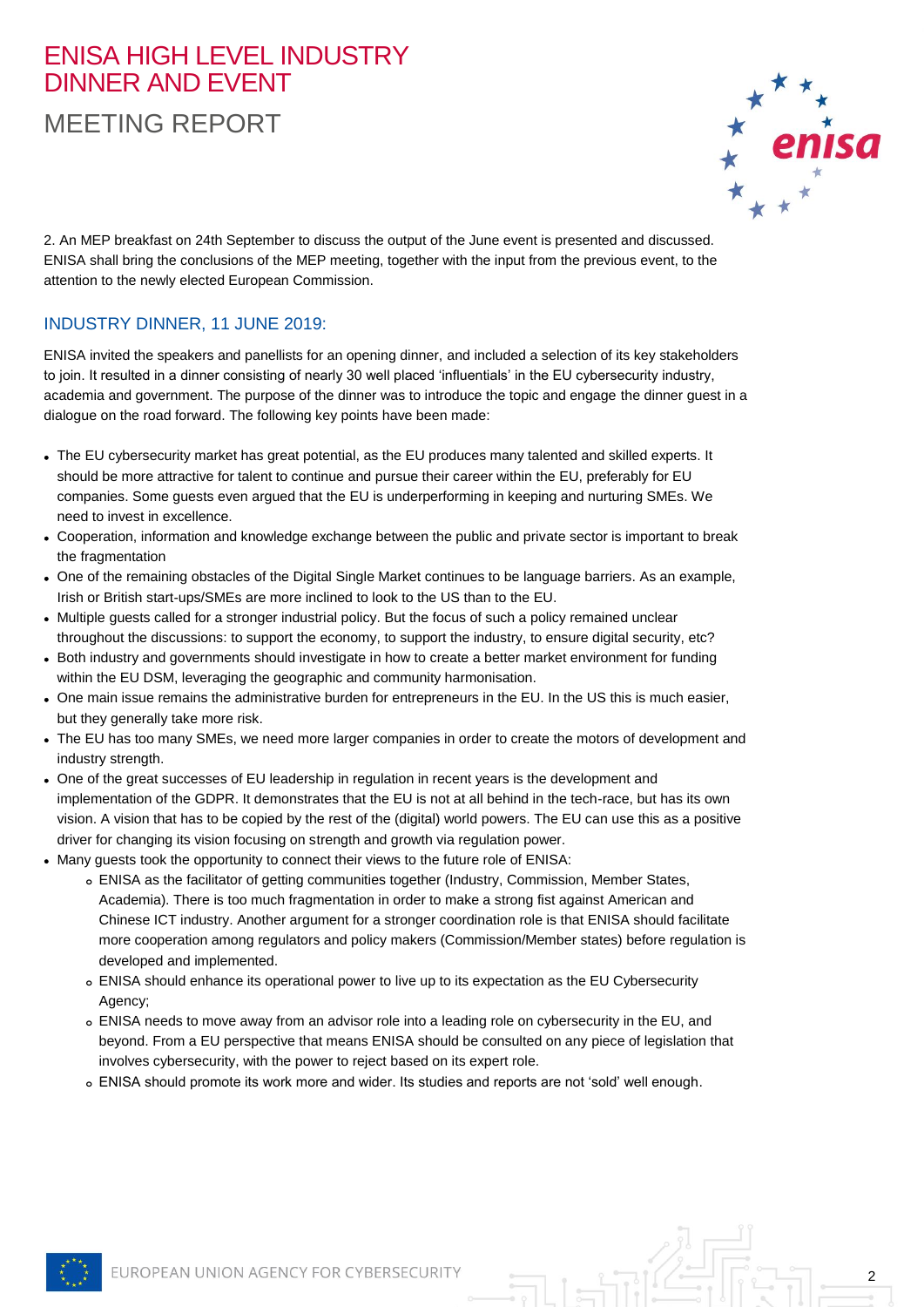2. An MEP breakfast on 24th September to discuss the output of the June event is presented and discussed. ENISA shall bring the conclusions of the MEP meeting, together with the input from the previous event, to the attention to the newly elected European Commission.

## INDUSTRY DINNER, 11 JUNE 2019:

ENISA invited the speakers and panellists for an opening dinner, and included a selection of its key stakeholders to join. It resulted in a dinner consisting of nearly 30 well placed 'influentials' in the EU cybersecurity industry, academia and government. The purpose of the dinner was to introduce the topic and engage the dinner guest in a dialogue on the road forward. The following key points have been made:

- The EU cybersecurity market has great potential, as the EU produces many talented and skilled experts. It should be more attractive for talent to continue and pursue their career within the EU, preferably for EU companies. Some guests even argued that the EU is underperforming in keeping and nurturing SMEs. We need to invest in excellence.
- Cooperation, information and knowledge exchange between the public and private sector is important to break the fragmentation
- One of the remaining obstacles of the Digital Single Market continues to be language barriers. As an example, Irish or British start-ups/SMEs are more inclined to look to the US than to the EU.
- Multiple guests called for a stronger industrial policy. But the focus of such a policy remained unclear throughout the discussions: to support the economy, to support the industry, to ensure digital security, etc?
- Both industry and governments should investigate in how to create a better market environment for funding within the EU DSM, leveraging the geographic and community harmonisation.
- One main issue remains the administrative burden for entrepreneurs in the EU. In the US this is much easier, but they generally take more risk.
- The EU has too many SMEs, we need more larger companies in order to create the motors of development and industry strength.
- One of the great successes of EU leadership in regulation in recent years is the development and implementation of the GDPR. It demonstrates that the EU is not at all behind in the tech-race, but has its own vision. A vision that has to be copied by the rest of the (digital) world powers. The EU can use this as a positive driver for changing its vision focusing on strength and growth via regulation power.
- Many guests took the opportunity to connect their views to the future role of ENISA:
  - ENISA as the facilitator of getting communities together (Industry, Commission, Member States, Academia). There is too much fragmentation in order to make a strong fist against American and Chinese ICT industry. Another argument for a stronger coordination role is that ENISA should facilitate more cooperation among regulators and policy makers (Commission/Member states) before regulation is developed and implemented.
  - ENISA should enhance its operational power to live up to its expectation as the EU Cybersecurity Agency;
  - ENISA needs to move away from an advisor role into a leading role on cybersecurity in the EU, and beyond. From a EU perspective that means ENISA should be consulted on any piece of legislation that involves cybersecurity, with the power to reject based on its expert role.
  - ENISA should promote its work more and wider. Its studies and reports are not 'sold' well enough.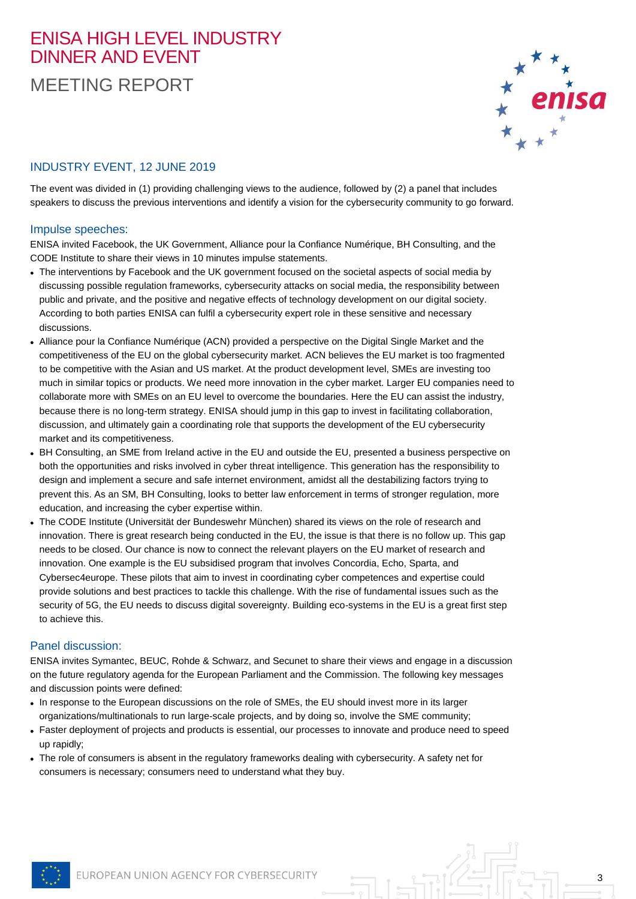# ENISA HIGH LEVEL INDUSTRY DINNER AND EVENT

## MEETING REPORT

### INDUSTRY EVENT, 12 JUNE 2019

The event was divided in (1) providing challenging views to the audience, followed by (2) a panel that includes speakers to discuss the previous interventions and identify a vision for the cybersecurity community to go forward.

### Impulse speeches:

ENISA invited Facebook, the UK Government, Alliance pour la Confiance Numérique, BH Consulting, and the CODE Institute to share their views in 10 minutes impulse statements.

- The interventions by Facebook and the UK government focused on the societal aspects of social media by discussing possible regulation frameworks, cybersecurity attacks on social media, the responsibility between public and private, and the positive and negative effects of technology development on our digital society. According to both parties ENISA can fulfil a cybersecurity expert role in these sensitive and necessary discussions.
- Alliance pour la Confiance Numérique (ACN) provided a perspective on the Digital Single Market and the competitiveness of the EU on the global cybersecurity market. ACN believes the EU market is too fragmented to be competitive with the Asian and US market. At the product development level, SMEs are investing too much in similar topics or products. We need more innovation in the cyber market. Larger EU companies need to collaborate more with SMEs on an EU level to overcome the boundaries. Here the EU can assist the industry, because there is no long-term strategy. ENISA should jump in this gap to invest in facilitating collaboration, discussion, and ultimately gain a coordinating role that supports the development of the EU cybersecurity market and its competitiveness.
- BH Consulting, an SME from Ireland active in the EU and outside the EU, presented a business perspective on both the opportunities and risks involved in cyber threat intelligence. This generation has the responsibility to design and implement a secure and safe internet environment, amidst all the destabilizing factors trying to prevent this. As an SM, BH Consulting, looks to better law enforcement in terms of stronger regulation, more education, and increasing the cyber expertise within.
- The CODE Institute (Universität der Bundeswehr München) shared its views on the role of research and innovation. There is great research being conducted in the EU, the issue is that there is no follow up. This gap needs to be closed. Our chance is now to connect the relevant players on the EU market of research and innovation. One example is the EU subsidised program that involves Concordia, Echo, Sparta, and Cybersec4europe. These pilots that aim to invest in coordinating cyber competences and expertise could provide solutions and best practices to tackle this challenge. With the rise of fundamental issues such as the security of 5G, the EU needs to discuss digital sovereignty. Building eco-systems in the EU is a great first step to achieve this.

### Panel discussion:

ENISA invites Symantec, BEUC, Rohde & Schwarz, and Secunet to share their views and engage in a discussion on the future regulatory agenda for the European Parliament and the Commission. The following key messages and discussion points were defined:

- In response to the European discussions on the role of SMEs, the EU should invest more in its larger organizations/multinationals to run large-scale projects, and by doing so, involve the SME community;
- Faster deployment of projects and products is essential, our processes to innovate and produce need to speed up rapidly;
- The role of consumers is absent in the regulatory frameworks dealing with cybersecurity. A safety net for consumers is necessary; consumers need to understand what they buy.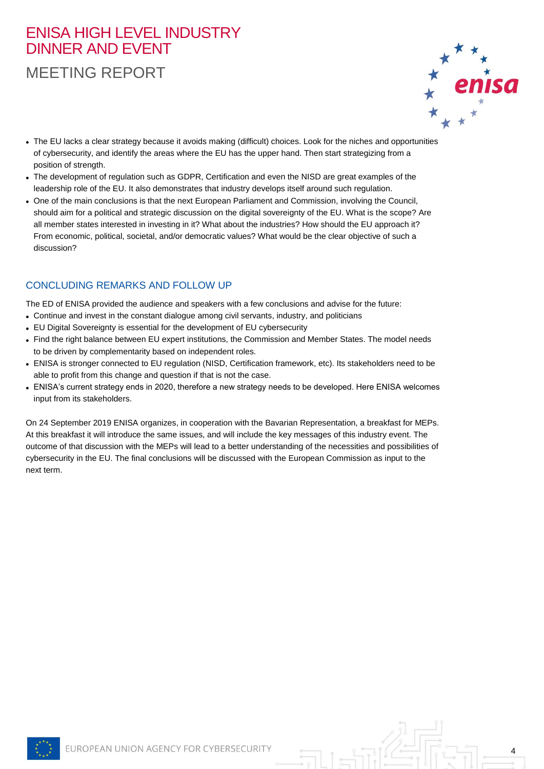- The EU lacks a clear strategy because it avoids making (difficult) choices. Look for the niches and opportunities of cybersecurity, and identify the areas where the EU has the upper hand. Then start strategizing from a position of strength.
- The development of regulation such as GDPR, Certification and even the NISD are great examples of the leadership role of the EU. It also demonstrates that industry develops itself around such regulation.
- One of the main conclusions is that the next European Parliament and Commission, involving the Council, should aim for a political and strategic discussion on the digital sovereignty of the EU. What is the scope? Are all member states interested in investing in it? What about the industries? How should the EU approach it? From economic, political, societal, and/or democratic values? What would be the clear objective of such a discussion?

## CONCLUDING REMARKS AND FOLLOW UP

The ED of ENISA provided the audience and speakers with a few conclusions and advise for the future:

- Continue and invest in the constant dialogue among civil servants, industry, and politicians
- EU Digital Sovereignty is essential for the development of EU cybersecurity
- Find the right balance between EU expert institutions, the Commission and Member States. The model needs to be driven by complementarity based on independent roles.
- ENISA is stronger connected to EU regulation (NISD, Certification framework, etc). Its stakeholders need to be able to profit from this change and question if that is not the case.
- ENISA's current strategy ends in 2020, therefore a new strategy needs to be developed. Here ENISA welcomes input from its stakeholders.

On 24 September 2019 ENISA organizes, in cooperation with the Bavarian Representation, a breakfast for MEPs. At this breakfast it will introduce the same issues, and will include the key messages of this industry event. The outcome of that discussion with the MEPs will lead to a better understanding of the necessities and possibilities of cybersecurity in the EU. The final conclusions will be discussed with the European Commission as input to the next term.